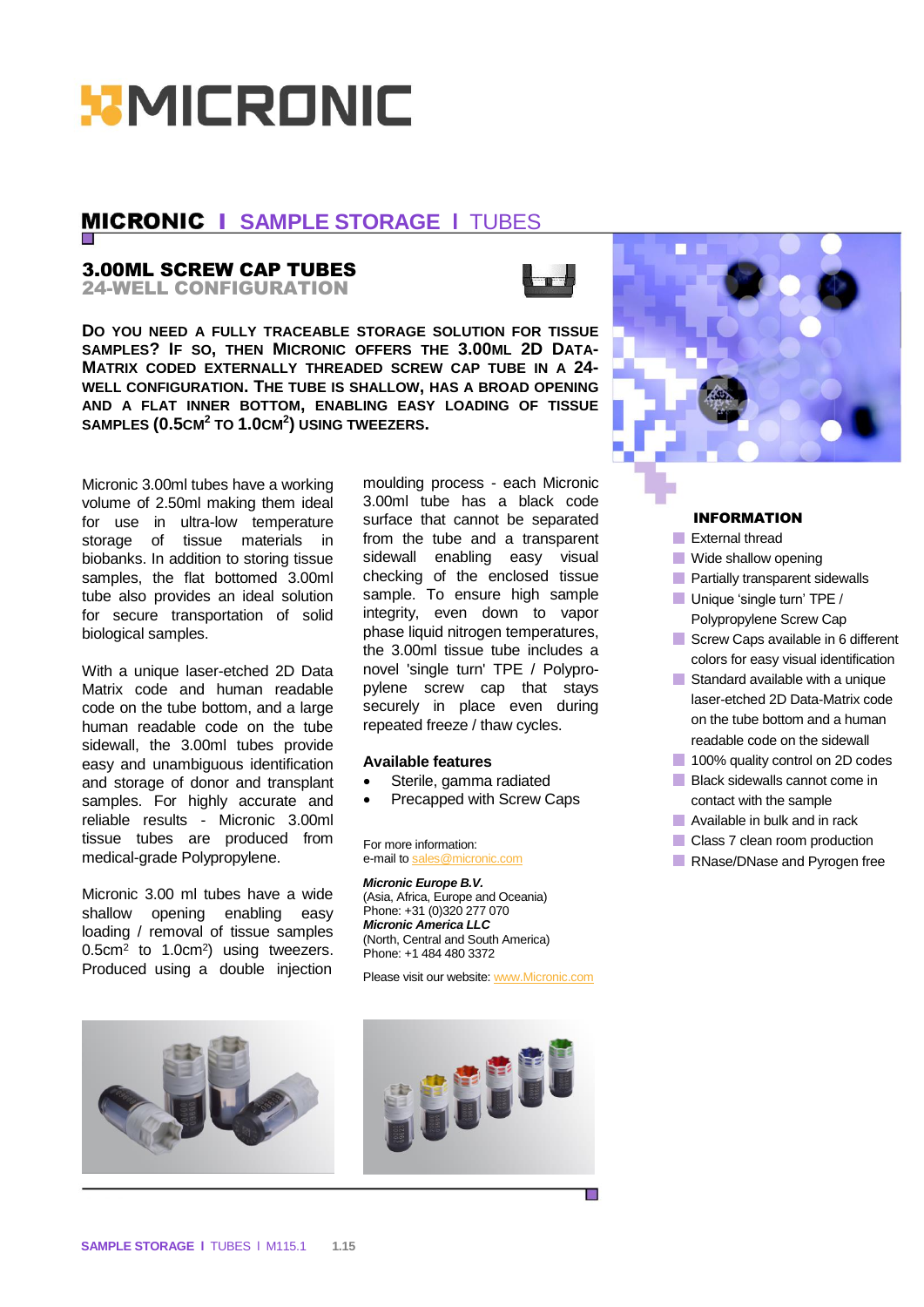# MICRONIC

## MICRONIC I SAMPLE STORAGE I TUBES

### 3.00ML SCREW CAP TUBES
**24-WELL CONFIGURATION**

**DO YOU NEED A FULLY TRACEABLE STORAGE SOLUTION FOR TISSUE SAMPLES? IF SO, THEN MICRONIC OFFERS THE 3.00ML 2D DATA-MATRIX CODED EXTERNALLY THREADED SCREW CAP TUBE IN A 24-WELL CONFIGURATION. THE TUBE IS SHALLOW, HAS A BROAD OPENING AND A FLAT INNER BOTTOM, ENABLING EASY LOADING OF TISSUE SAMPLES (0.5CM$^2$ TO 1.0CM$^2$) USING TWEEZERS.**

Micronic 3.00ml tubes have a working volume of 2.50ml making them ideal for use in ultra-low temperature storage of tissue materials in biobanks. In addition to storing tissue samples, the flat bottomed 3.00ml tube also provides an ideal solution for secure transportation of solid biological samples.

With a unique laser-etched 2D Data Matrix code and human readable code on the tube bottom, and a large human readable code on the tube sidewall, the 3.00ml tubes provide easy and unambiguous identification and storage of donor and transplant samples. For highly accurate and reliable results - Micronic 3.00ml tissue tubes are produced from medical-grade Polypropylene.

Micronic 3.00 ml tubes have a wide shallow opening enabling easy loading / removal of tissue samples 0.5cm$^2$ to 1.0cm$^2$) using tweezers. Produced using a double injection moulding process - each Micronic 3.00ml tube has a black code surface that cannot be separated from the tube and a transparent sidewall enabling easy visual checking of the enclosed tissue sample. To ensure high sample integrity, even down to vapor phase liquid nitrogen temperatures, the 3.00ml tissue tube includes a novel 'single turn' TPE / Polypropylene screw cap that stays securely in place even during repeated freeze / thaw cycles.

**Available features**

- Sterile, gamma radiated
- Precapped with Screw Caps

For more information:
e-mail to sales@micronic.com

***Micronic Europe B.V.***
(Asia, Africa, Europe and Oceania)
Phone: +31 (0)320 277 070
***Micronic America LLC***
(North, Central and South America)
Phone: +1 484 480 3372

Please visit our website: www.Micronic.com

**INFORMATION**

- External thread
- Wide shallow opening
- Partially transparent sidewalls
- Unique 'single turn' TPE / Polypropylene Screw Cap
- Screw Caps available in 6 different colors for easy visual identification
- Standard available with a unique laser-etched 2D Data-Matrix code on the tube bottom and a human readable code on the sidewall
- 100% quality control on 2D codes
- Black sidewalls cannot come in contact with the sample
- Available in bulk and in rack
- Class 7 clean room production
- RNase/DNase and Pyrogen free

SAMPLE STORAGE I TUBES I M115.1 1.15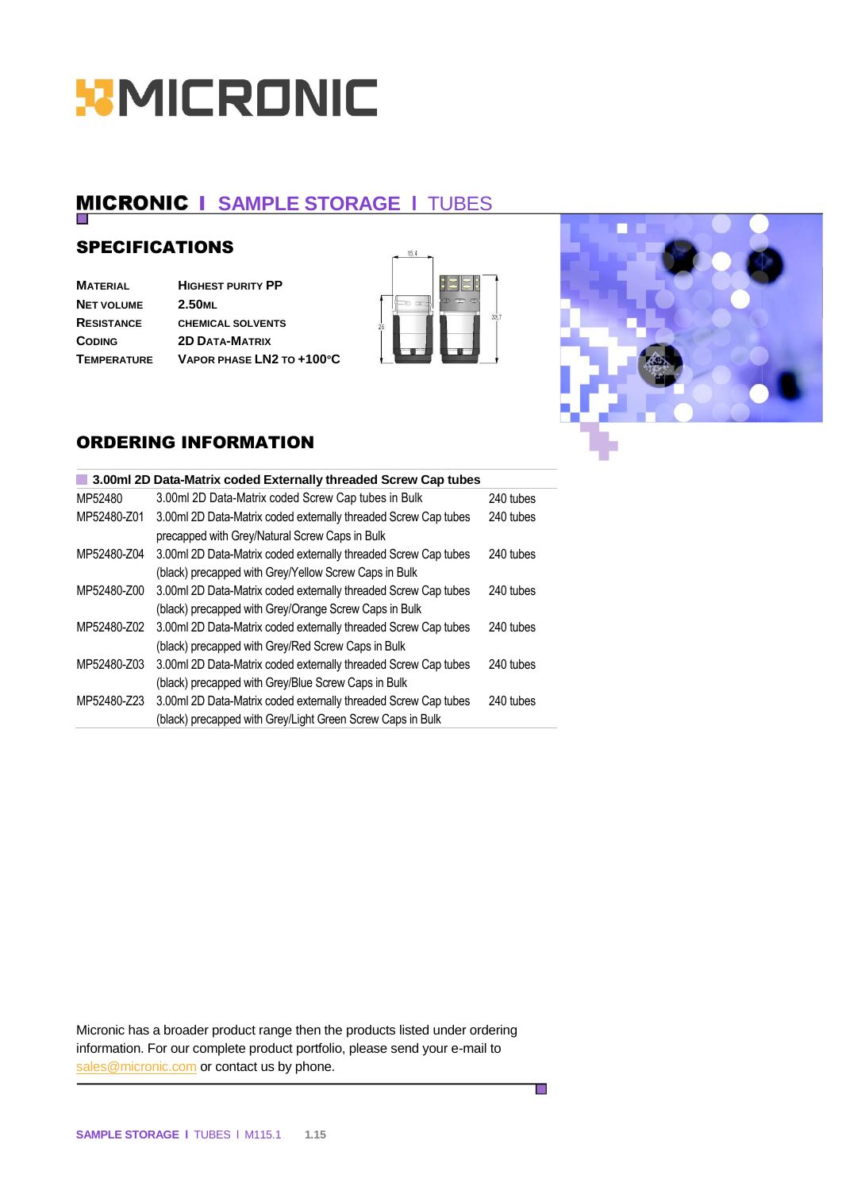# MICRONIC

## MICRONIC I SAMPLE STORAGE I TUBES

### SPECIFICATIONS

| | |
|---|---|
| MATERIAL | HIGHEST PURITY PP |
| NET VOLUME | 2.50ML |
| RESISTANCE | CHEMICAL SOLVENTS |
| CODING | 2D DATA-MATRIX |
| TEMPERATURE | VAPOR PHASE LN2 TO +100°C |

15.4

26

33.7

### ORDERING INFORMATION

| 3.00ml 2D Data-Matrix coded Externally threaded Screw Cap tubes | | |
|---|---|---|
| MP52480 | 3.00ml 2D Data-Matrix coded Screw Cap tubes in Bulk | 240 tubes |
| MP52480-Z01 | 3.00ml 2D Data-Matrix coded externally threaded Screw Cap tubes precapped with Grey/Natural Screw Caps in Bulk | 240 tubes |
| MP52480-Z04 | 3.00ml 2D Data-Matrix coded externally threaded Screw Cap tubes (black) precapped with Grey/Yellow Screw Caps in Bulk | 240 tubes |
| MP52480-Z00 | 3.00ml 2D Data-Matrix coded externally threaded Screw Cap tubes (black) precapped with Grey/Orange Screw Caps in Bulk | 240 tubes |
| MP52480-Z02 | 3.00ml 2D Data-Matrix coded externally threaded Screw Cap tubes (black) precapped with Grey/Red Screw Caps in Bulk | 240 tubes |
| MP52480-Z03 | 3.00ml 2D Data-Matrix coded externally threaded Screw Cap tubes (black) precapped with Grey/Blue Screw Caps in Bulk | 240 tubes |
| MP52480-Z23 | 3.00ml 2D Data-Matrix coded externally threaded Screw Cap tubes (black) precapped with Grey/Light Green Screw Caps in Bulk | 240 tubes |

Micronic has a broader product range then the products listed under ordering information. For our complete product portfolio, please send your e-mail to sales@micronic.com or contact us by phone.